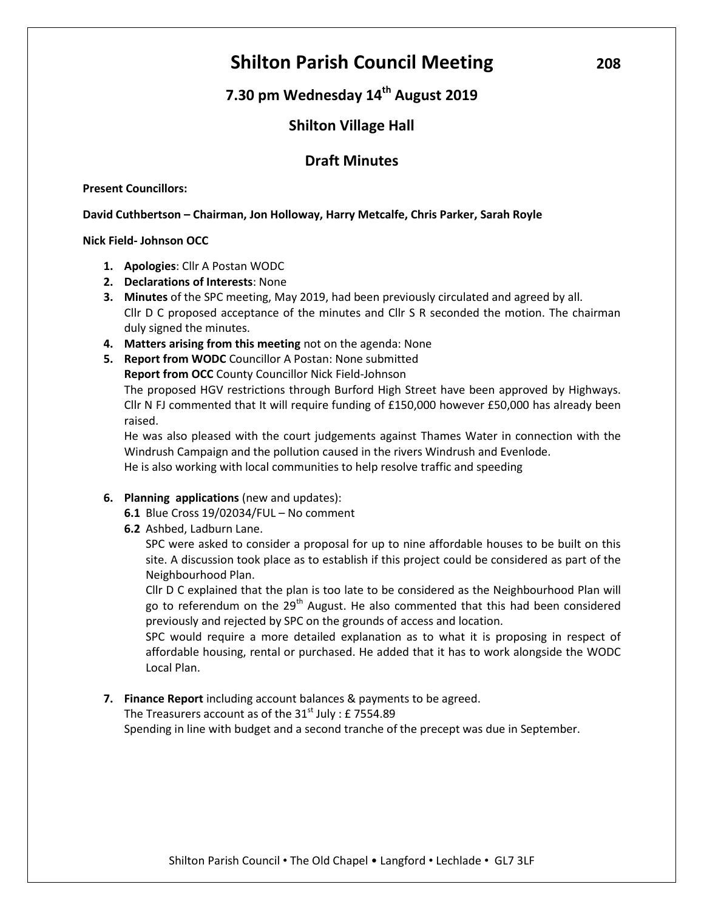# Shilton Parish Council Meeting

## 7.30 pm Wednesday 14th August 2019

## Shilton Village Hall

## Draft Minutes

**Present Councillors:**

**David Cuthbertson – Chairman, Jon Holloway, Harry Metcalfe, Chris Parker, Sarah Royle**

**Nick Field- Johnson OCC**

1. **Apologies**: Cllr A Postan WODC
2. **Declarations of Interests**: None
3. **Minutes** of the SPC meeting, May 2019, had been previously circulated and agreed by all. Cllr D C proposed acceptance of the minutes and Cllr S R seconded the motion. The chairman duly signed the minutes.
4. **Matters arising from this meeting** not on the agenda: None
5. **Report from WODC** Councillor A Postan: None submitted

   **Report from OCC** County Councillor Nick Field-Johnson

   The proposed HGV restrictions through Burford High Street have been approved by Highways. Cllr N FJ commented that It will require funding of £150,000 however £50,000 has already been raised.

   He was also pleased with the court judgements against Thames Water in connection with the Windrush Campaign and the pollution caused in the rivers Windrush and Evenlode.

   He is also working with local communities to help resolve traffic and speeding

6. **Planning applications** (new and updates):

   **6.1** Blue Cross 19/02034/FUL – No comment

   **6.2** Ashbed, Ladburn Lane.

   SPC were asked to consider a proposal for up to nine affordable houses to be built on this site. A discussion took place as to establish if this project could be considered as part of the Neighbourhood Plan.

   Cllr D C explained that the plan is too late to be considered as the Neighbourhood Plan will go to referendum on the 29th August. He also commented that this had been considered previously and rejected by SPC on the grounds of access and location.

   SPC would require a more detailed explanation as to what it is proposing in respect of affordable housing, rental or purchased. He added that it has to work alongside the WODC Local Plan.

7. **Finance Report** including account balances & payments to be agreed.

   The Treasurers account as of the 31st July : £ 7554.89

   Spending in line with budget and a second tranche of the precept was due in September.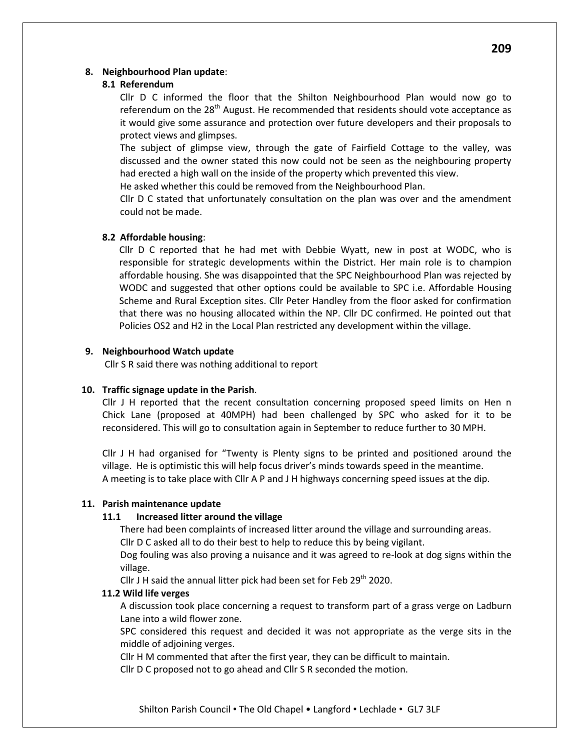## 8. Neighbourhood Plan update:

### 8.1 Referendum

Cllr D C informed the floor that the Shilton Neighbourhood Plan would now go to referendum on the 28th August. He recommended that residents should vote acceptance as it would give some assurance and protection over future developers and their proposals to protect views and glimpses.

The subject of glimpse view, through the gate of Fairfield Cottage to the valley, was discussed and the owner stated this now could not be seen as the neighbouring property had erected a high wall on the inside of the property which prevented this view.

He asked whether this could be removed from the Neighbourhood Plan.

Cllr D C stated that unfortunately consultation on the plan was over and the amendment could not be made.

### 8.2 Affordable housing:

Cllr D C reported that he had met with Debbie Wyatt, new in post at WODC, who is responsible for strategic developments within the District. Her main role is to champion affordable housing. She was disappointed that the SPC Neighbourhood Plan was rejected by WODC and suggested that other options could be available to SPC i.e. Affordable Housing Scheme and Rural Exception sites. Cllr Peter Handley from the floor asked for confirmation that there was no housing allocated within the NP. Cllr DC confirmed. He pointed out that Policies OS2 and H2 in the Local Plan restricted any development within the village.

## 9. Neighbourhood Watch update

Cllr S R said there was nothing additional to report

## 10. Traffic signage update in the Parish.

Cllr J H reported that the recent consultation concerning proposed speed limits on Hen n Chick Lane (proposed at 40MPH) had been challenged by SPC who asked for it to be reconsidered. This will go to consultation again in September to reduce further to 30 MPH.

Cllr J H had organised for "Twenty is Plenty signs to be printed and positioned around the village. He is optimistic this will help focus driver's minds towards speed in the meantime.

A meeting is to take place with Cllr A P and J H highways concerning speed issues at the dip.

## 11. Parish maintenance update

### 11.1 Increased litter around the village

There had been complaints of increased litter around the village and surrounding areas.

Cllr D C asked all to do their best to help to reduce this by being vigilant.

Dog fouling was also proving a nuisance and it was agreed to re-look at dog signs within the village.

Cllr J H said the annual litter pick had been set for Feb 29th 2020.

### 11.2 Wild life verges

A discussion took place concerning a request to transform part of a grass verge on Ladburn Lane into a wild flower zone.

SPC considered this request and decided it was not appropriate as the verge sits in the middle of adjoining verges.

Cllr H M commented that after the first year, they can be difficult to maintain.

Cllr D C proposed not to go ahead and Cllr S R seconded the motion.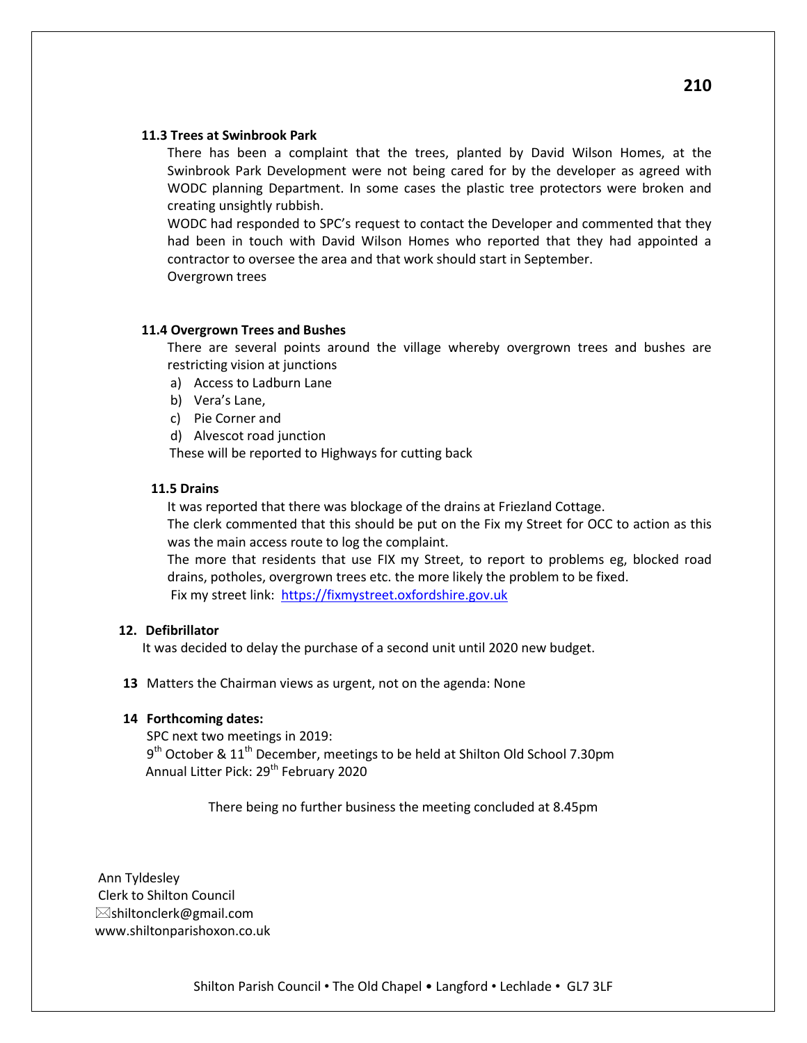### 11.3 Trees at Swinbrook Park

There has been a complaint that the trees, planted by David Wilson Homes, at the Swinbrook Park Development were not being cared for by the developer as agreed with WODC planning Department. In some cases the plastic tree protectors were broken and creating unsightly rubbish.

WODC had responded to SPC's request to contact the Developer and commented that they had been in touch with David Wilson Homes who reported that they had appointed a contractor to oversee the area and that work should start in September.

Overgrown trees

### 11.4 Overgrown Trees and Bushes

There are several points around the village whereby overgrown trees and bushes are restricting vision at junctions

a) Access to Ladburn Lane
b) Vera's Lane,
c) Pie Corner and
d) Alvescot road junction

These will be reported to Highways for cutting back

### 11.5 Drains

It was reported that there was blockage of the drains at Friezland Cottage.

The clerk commented that this should be put on the Fix my Street for OCC to action as this was the main access route to log the complaint.

The more that residents that use FIX my Street, to report to problems eg, blocked road drains, potholes, overgrown trees etc. the more likely the problem to be fixed.

Fix my street link: [https://fixmystreet.oxfordshire.gov.uk](https://fixmystreet.oxfordshire.gov.uk)

## 12. Defibrillator

It was decided to delay the purchase of a second unit until 2020 new budget.

**13** Matters the Chairman views as urgent, not on the agenda: None

## 14 Forthcoming dates:

SPC next two meetings in 2019:

9th October & 11th December, meetings to be held at Shilton Old School 7.30pm

Annual Litter Pick: 29th February 2020

There being no further business the meeting concluded at 8.45pm

Ann Tyldesley
Clerk to Shilton Council
✉shiltonclerk@gmail.com
www.shiltonparishoxon.co.uk

Shilton Parish Council • The Old Chapel • Langford • Lechlade • GL7 3LF